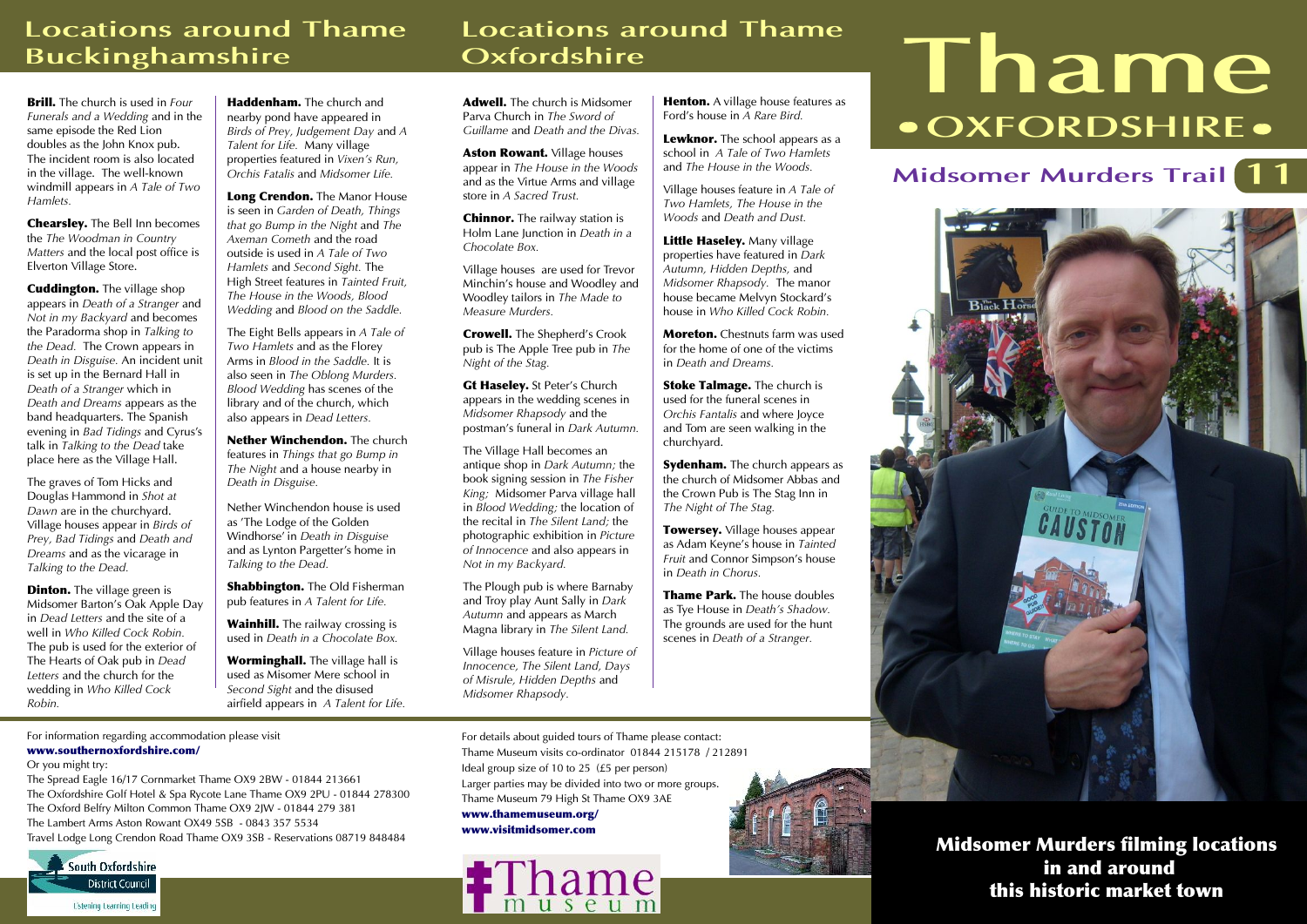# Thame

## • OXFORDSHIRE •

## Midsomer Murders Trail 11

**Midsomer Murders filming locations in and around this historic market town**

## Locations around Thame Buckinghamshire

**Brill.** The church is used in *Four Funerals and a Wedding* and in the same episode the Red Lion doubles as the John Knox pub. The incident room is also located in the village. The well-known windmill appears in *A Tale of Two Hamlets.*

**Chearsley.** The Bell Inn becomes the *The Woodman in Country Matters* and the local post office is Elverton Village Store.

**Cuddington.** The village shop appears in *Death of a Stranger* and *Not in my Backyard* and becomes the Paradorma shop in *Talking to the Dead.* The Crown appears in *Death in Disguise.* An incident unit is set up in the Bernard Hall in *Death of a Stranger* which in *Death and Dreams* appears as the band headquarters. The Spanish evening in *Bad Tidings* and Cyrus's talk in *Talking to the Dead* take place here as the Village Hall.

The graves of Tom Hicks and Douglas Hammond in *Shot at Dawn* are in the churchyard. Village houses appear in *Birds of Prey, Bad Tidings* and *Death and Dreams* and as the vicarage in *Talking to the Dead.*

**Dinton.** The village green is Midsomer Barton's Oak Apple Day in *Dead Letters* and the site of a well in *Who Killed Cock Robin.* The pub is used for the exterior of The Hearts of Oak pub in *Dead Letters* and the church for the wedding in *Who Killed Cock Robin.*

**Haddenham.** The church and nearby pond have appeared in *Birds of Prey, Judgement Day* and *A Talent for Life.* Many village properties featured in *Vixen's Run, Orchis Fatalis* and *Midsomer Life.*

**Long Crendon.** The Manor House is seen in *Garden of Death, Things that go Bump in the Night* and *The Axeman Cometh* and the road outside is used in *A Tale of Two Hamlets* and *Second Sight.* The High Street features in *Tainted Fruit, The House in the Woods, Blood Wedding* and *Blood on the Saddle.*

The Eight Bells appears in *A Tale of Two Hamlets* and as the Florey Arms in *Blood in the Saddle.* It is also seen in *The Oblong Murders. Blood Wedding* has scenes of the library and of the church, which also appears in *Dead Letters.*

**Nether Winchendon.** The church features in *Things that go Bump in The Night* and a house nearby in *Death in Disguise.*

Nether Winchendon house is used as 'The Lodge of the Golden Windhorse' in *Death in Disguise* and as Lynton Pargetter's home in *Talking to the Dead.*

**Shabbington.** The Old Fisherman pub features in *A Talent for Life.*

**Wainhill.** The railway crossing is used in *Death in a Chocolate Box.*

**Worminghall.** The village hall is used as Misomer Mere school in *Second Sight* and the disused airfield appears in *A Talent for Life.*

## Locations around Thame Oxfordshire

**Adwell.** The church is Midsomer Parva Church in *The Sword of Guillame* and *Death and the Divas.*

**Aston Rowant.** Village houses appear in *The House in the Woods* and as the Virtue Arms and village store in *A Sacred Trust.*

**Chinnor.** The railway station is Holm Lane Junction in *Death in a Chocolate Box.*

Village houses are used for Trevor Minchin's house and Woodley and Woodley tailors in *The Made to Measure Murders.*

**Crowell.** The Shepherd's Crook pub is The Apple Tree pub in *The Night of the Stag.*

**Gt Haseley.** St Peter's Church appears in the wedding scenes in *Midsomer Rhapsody* and the postman's funeral in *Dark Autumn.*

The Village Hall becomes an antique shop in *Dark Autumn;* the book signing session in *The Fisher King;* Midsomer Parva village hall in *Blood Wedding;* the location of the recital in *The Silent Land;* the photographic exhibition in *Picture of Innocence* and also appears in *Not in my Backyard.*

The Plough pub is where Barnaby and Troy play Aunt Sally in *Dark Autumn* and appears as March Magna library in *The Silent Land.*

Village houses feature in *Picture of Innocence, The Silent Land, Days of Misrule, Hidden Depths* and *Midsomer Rhapsody.*

**Henton.** A village house features as Ford's house in *A Rare Bird.*

**Lewknor.** The school appears as a school in *A Tale of Two Hamlets* and *The House in the Woods.*

Village houses feature in *A Tale of Two Hamlets, The House in the Woods* and *Death and Dust.*

**Little Haseley.** Many village properties have featured in *Dark Autumn, Hidden Depths,* and *Midsomer Rhapsody.* The manor house became Melvyn Stockard's house in *Who Killed Cock Robin.*

**Moreton.** Chestnuts farm was used for the home of one of the victims in *Death and Dreams.*

**Stoke Talmage.** The church is used for the funeral scenes in *Orchis Fantalis* and where Joyce and Tom are seen walking in the churchyard.

**Sydenham.** The church appears as the church of Midsomer Abbas and the Crown Pub is The Stag Inn in *The Night of The Stag.*

**Towersey.** Village houses appear as Adam Keyne's house in *Tainted Fruit* and Connor Simpson's house in *Death in Chorus.*

**Thame Park.** The house doubles as Tye House in *Death's Shadow.* The grounds are used for the hunt scenes in *Death of a Stranger.*

---

For information regarding accommodation please visit
**www.southernoxfordshire.com/**
Or you might try:
The Spread Eagle 16/17 Cornmarket Thame OX9 2BW - 01844 213661
The Oxfordshire Golf Hotel & Spa Rycote Lane Thame OX9 2PU - 01844 278300
The Oxford Belfry Milton Common Thame OX9 2JW - 01844 279 381
The Lambert Arms Aston Rowant OX49 5SB - 0843 357 5534
Travel Lodge Long Crendon Road Thame OX9 3SB - Reservations 08719 848484

South Oxfordshire District Council
Listening Learning Leading

For details about guided tours of Thame please contact:
Thame Museum visits co-ordinator 01844 215178 / 212891
Ideal group size of 10 to 25 (£5 per person)
Larger parties may be divided into two or more groups.
Thame Museum 79 High St Thame OX9 3AE
**www.thamemuseum.org/**
**www.visitmidsomer.com**

Thame museum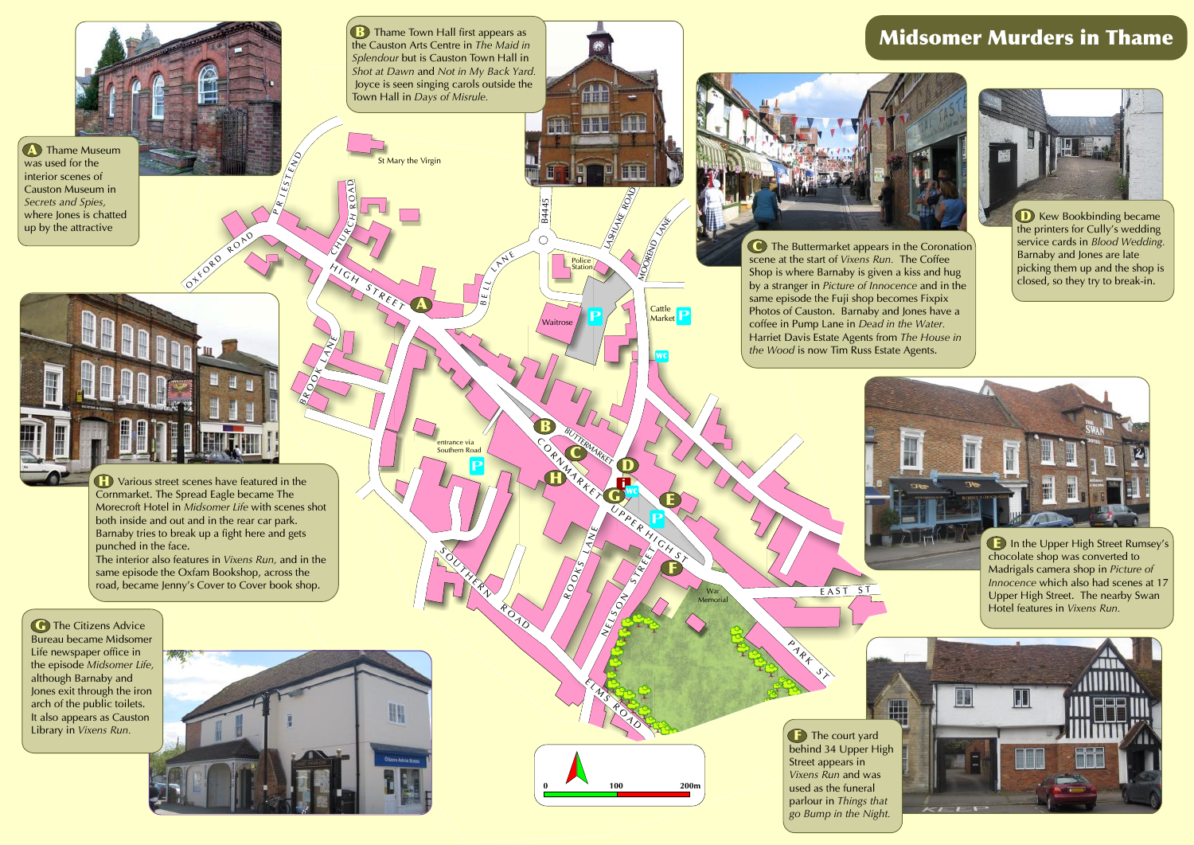# Midsomer Murders in Thame

**A** Thame Museum was used for the interior scenes of Causton Museum in *Secrets and Spies,* where Jones is chatted up by the attractive

**B** Thame Town Hall first appears as the Causton Arts Centre in *The Maid in Splendour* but is Causton Town Hall in *Shot at Dawn* and *Not in My Back Yard.* Joyce is seen singing carols outside the Town Hall in *Days of Misrule.*

**C** The Buttermarket appears in the Coronation scene at the start of *Vixens Run.* The Coffee Shop is where Barnaby is given a kiss and hug by a stranger in *Picture of Innocence* and in the same episode the Fuji shop becomes Fixpix Photos of Causton. Barnaby and Jones have a coffee in Pump Lane in *Dead in the Water.* Harriet Davis Estate Agents from *The House in the Wood* is now Tim Russ Estate Agents.

**D** Kew Bookbinding became the printers for Cully's wedding service cards in *Blood Wedding.* Barnaby and Jones are late picking them up and the shop is closed, so they try to break-in.

**E** In the Upper High Street Rumsey's chocolate shop was converted to Madrigals camera shop in *Picture of Innocence* which also had scenes at 17 Upper High Street. The nearby Swan Hotel features in *Vixens Run.*

**F** The court yard behind 34 Upper High Street appears in *Vixens Run* and was used as the funeral parlour in *Things that go Bump in the Night.*

**G** The Citizens Advice Bureau became Midsomer Life newspaper office in the episode *Midsomer Life,* although Barnaby and Jones exit through the iron arch of the public toilets. It also appears as Causton Library in *Vixens Run.*

**H** Various street scenes have featured in the Cornmarket. The Spread Eagle became The Morecroft Hotel in *Midsomer Life* with scenes shot both inside and out and in the rear car park. Barnaby tries to break up a fight here and gets punched in the face.
The interior also features in *Vixens Run,* and in the same episode the Oxfam Bookshop, across the road, became Jenny's Cover to Cover book shop.

St Mary the Virgin
Priestend
Church Road
Oxford Road
High Street
Bell Lane
B4445
Lashlake Road
Moorend Lane
Police Station
Waitrose
Cattle Market
WC
Brook Lane
Buttermarket
Cornmarket
Upper High St
entrance via Southern Road
Southern Road
Rooks Lane
Nelson Street
Elms Road
War Memorial
East St
Park St

0 100 200m